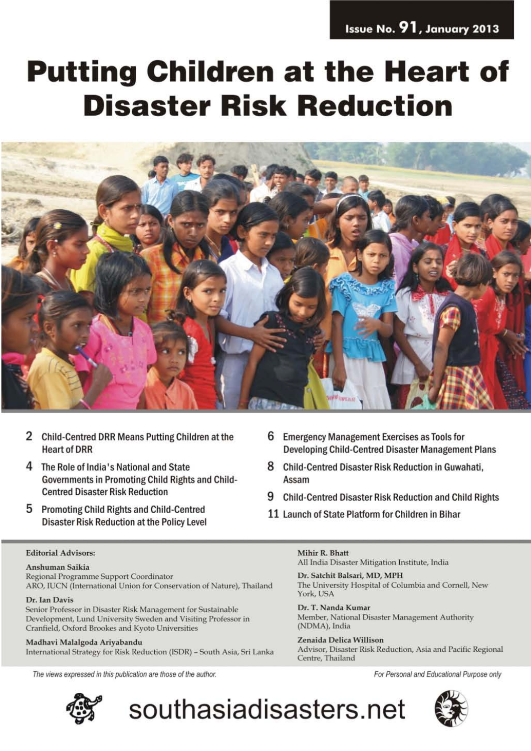**Issue No. 91, January 2013**

# Putting Children at the Heart of Disaster Risk Reduction

- 2 Child-Centred DRR Means Putting Children at the Heart of DRR
- 4 The Role of India's National and State Governments in Promoting Child Rights and Child-Centred Disaster Risk Reduction
- 5 Promoting Child Rights and Child-Centred Disaster Risk Reduction at the Policy Level
- 6 Emergency Management Exercises as Tools for Developing Child-Centred Disaster Management Plans
- 8 Child-Centred Disaster Risk Reduction in Guwahati, Assam
- 9 Child-Centred Disaster Risk Reduction and Child Rights
- 11 Launch of State Platform for Children in Bihar

**Editorial Advisors:**

**Anshuman Saikia**
Regional Programme Support Coordinator
ARO, IUCN (International Union for Conservation of Nature), Thailand

**Dr. Ian Davis**
Senior Professor in Disaster Risk Management for Sustainable Development, Lund University Sweden and Visiting Professor in Cranfield, Oxford Brookes and Kyoto Universities

**Madhavi Malalgoda Ariyabandu**
International Strategy for Risk Reduction (ISDR) – South Asia, Sri Lanka

**Mihir R. Bhatt**
All India Disaster Mitigation Institute, India

**Dr. Satchit Balsari, MD, MPH**
The University Hospital of Columbia and Cornell, New York, USA

**Dr. T. Nanda Kumar**
Member, National Disaster Management Authority (NDMA), India

**Zenaida Delica Willison**
Advisor, Disaster Risk Reduction, Asia and Pacific Regional Centre, Thailand

*The views expressed in this publication are those of the author.*

*For Personal and Educational Purpose only*

southasiadisasters.net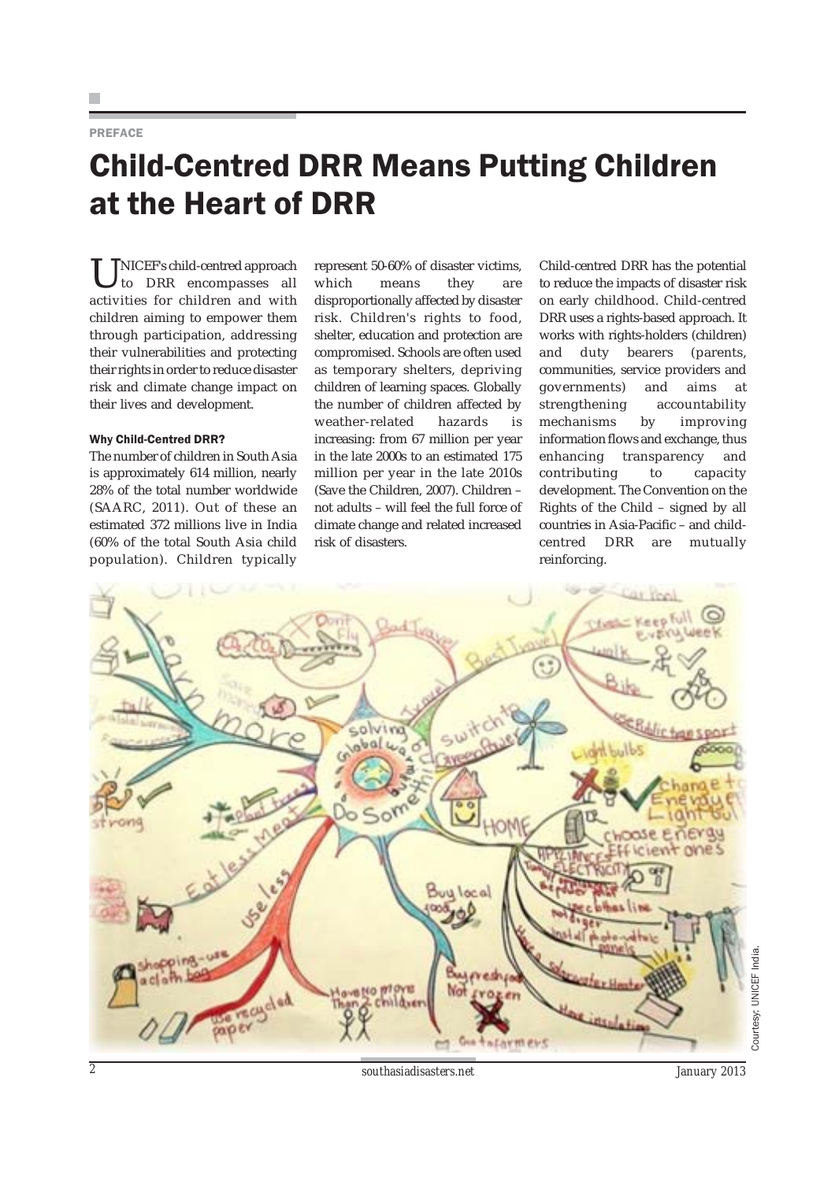PREFACE

# Child-Centred DRR Means Putting Children at the Heart of DRR

UNICEF's child-centred approach to DRR encompasses all activities for children and with children aiming to empower them through participation, addressing their vulnerabilities and protecting their rights in order to reduce disaster risk and climate change impact on their lives and development.

### Why Child-Centred DRR?

The number of children in South Asia is approximately 614 million, nearly 28% of the total number worldwide (SAARC, 2011). Out of these an estimated 372 millions live in India (60% of the total South Asia child population). Children typically represent 50-60% of disaster victims, which means they are disproportionally affected by disaster risk. Children's rights to food, shelter, education and protection are compromised. Schools are often used as temporary shelters, depriving children of learning spaces. Globally the number of children affected by weather-related hazards is increasing: from 67 million per year in the late 2000s to an estimated 175 million per year in the late 2010s (Save the Children, 2007). Children – not adults – will feel the full force of climate change and related increased risk of disasters.

Child-centred DRR has the potential to reduce the impacts of disaster risk on early childhood. Child-centred DRR uses a rights-based approach. It works with rights-holders (children) and duty bearers (parents, communities, service providers and governments) and aims at strengthening accountability mechanisms by improving information flows and exchange, thus enhancing transparency and contributing to capacity development. The Convention on the Rights of the Child – signed by all countries in Asia-Pacific – and child-centred DRR are mutually reinforcing.

Courtesy: UNICEF India.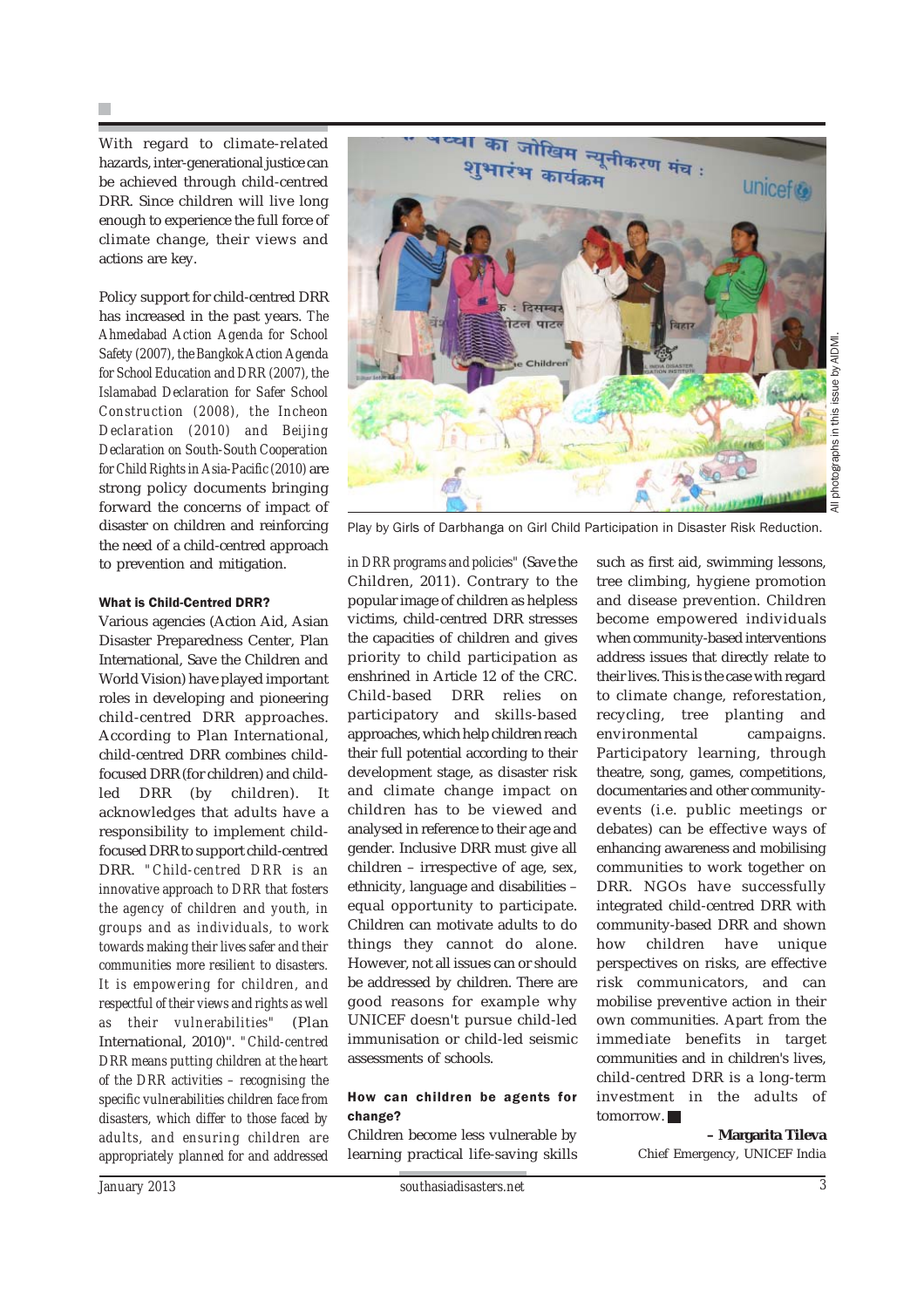With regard to climate-related hazards, inter-generational justice can be achieved through child-centred DRR. Since children will live long enough to experience the full force of climate change, their views and actions are key.

Policy support for child-centred DRR has increased in the past years. *The Ahmedabad Action Agenda for School Safety (2007), the Bangkok Action Agenda for School Education and DRR (2007), the Islamabad Declaration for Safer School Construction (2008), the Incheon Declaration (2010) and Beijing Declaration on South-South Cooperation for Child Rights in Asia-Pacific (2010)* are strong policy documents bringing forward the concerns of impact of disaster on children and reinforcing the need of a child-centred approach to prevention and mitigation.

Play by Girls of Darbhanga on Girl Child Participation in Disaster Risk Reduction.

All photographs in this issue by AIDMI.

#### What is Child-Centred DRR?

Various agencies (Action Aid, Asian Disaster Preparedness Center, Plan International, Save the Children and World Vision) have played important roles in developing and pioneering child-centred DRR approaches. According to Plan International, child-centred DRR combines child-focused DRR (for children) and child-led DRR (by children). It acknowledges that adults have a responsibility to implement child-focused DRR to support child-centred DRR. "*Child-centred DRR is an innovative approach to DRR that fosters the agency of children and youth, in groups and as individuals, to work towards making their lives safer and their communities more resilient to disasters. It is empowering for children, and respectful of their views and rights as well as their vulnerabilities*" (Plan International, 2010)". "*Child-centred DRR means putting children at the heart of the DRR activities – recognising the specific vulnerabilities children face from disasters, which differ to those faced by adults, and ensuring children are appropriately planned for and addressed in DRR programs and policies*" (Save the Children, 2011). Contrary to the popular image of children as helpless victims, child-centred DRR stresses the capacities of children and gives priority to child participation as enshrined in Article 12 of the CRC. Child-based DRR relies on participatory and skills-based approaches, which help children reach their full potential according to their development stage, as disaster risk and climate change impact on children has to be viewed and analysed in reference to their age and gender. Inclusive DRR must give all children – irrespective of age, sex, ethnicity, language and disabilities – equal opportunity to participate. Children can motivate adults to do things they cannot do alone. However, not all issues can or should be addressed by children. There are good reasons for example why UNICEF doesn't pursue child-led immunisation or child-led seismic assessments of schools.

#### How can children be agents for change?

Children become less vulnerable by learning practical life-saving skills such as first aid, swimming lessons, tree climbing, hygiene promotion and disease prevention. Children become empowered individuals when community-based interventions address issues that directly relate to their lives. This is the case with regard to climate change, reforestation, recycling, tree planting and environmental campaigns. Participatory learning, through theatre, song, games, competitions, documentaries and other community-events (i.e. public meetings or debates) can be effective ways of enhancing awareness and mobilising communities to work together on DRR. NGOs have successfully integrated child-centred DRR with community-based DRR and shown how children have unique perspectives on risks, are effective risk communicators, and can mobilise preventive action in their own communities. Apart from the immediate benefits in target communities and in children's lives, child-centred DRR is a long-term investment in the adults of tomorrow. ■

**– Margarita Tileva**
Chief Emergency, UNICEF India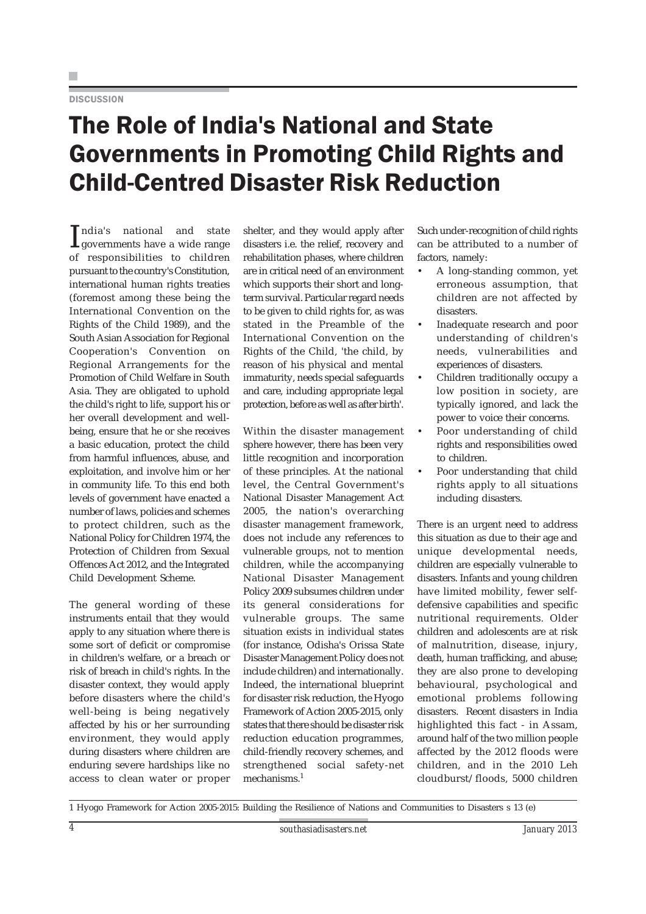DISCUSSION

# The Role of India's National and State Governments in Promoting Child Rights and Child-Centred Disaster Risk Reduction

India's national and state governments have a wide range of responsibilities to children pursuant to the country's Constitution, international human rights treaties (foremost among these being the International Convention on the Rights of the Child 1989), and the South Asian Association for Regional Cooperation's Convention on Regional Arrangements for the Promotion of Child Welfare in South Asia. They are obligated to uphold the child's right to life, support his or her overall development and well-being, ensure that he or she receives a basic education, protect the child from harmful influences, abuse, and exploitation, and involve him or her in community life. To this end both levels of government have enacted a number of laws, policies and schemes to protect children, such as the National Policy for Children 1974, the Protection of Children from Sexual Offences Act 2012, and the Integrated Child Development Scheme.

The general wording of these instruments entail that they would apply to any situation where there is some sort of deficit or compromise in children's welfare, or a breach or risk of breach in child's rights. In the disaster context, they would apply before disasters where the child's well-being is being negatively affected by his or her surrounding environment, they would apply during disasters where children are enduring severe hardships like no access to clean water or proper shelter, and they would apply after disasters i.e. the relief, recovery and rehabilitation phases, where children are in critical need of an environment which supports their short and long-term survival. Particular regard needs to be given to child rights for, as was stated in the Preamble of the International Convention on the Rights of the Child, 'the child, by reason of his physical and mental immaturity, needs special safeguards and care, including appropriate legal protection, before as well as after birth'.

Within the disaster management sphere however, there has been very little recognition and incorporation of these principles. At the national level, the Central Government's National Disaster Management Act 2005, the nation's overarching disaster management framework, does not include any references to vulnerable groups, not to mention children, while the accompanying National Disaster Management Policy 2009 subsumes children under its general considerations for vulnerable groups. The same situation exists in individual states (for instance, Odisha's Orissa State Disaster Management Policy does not include children) and internationally. Indeed, the international blueprint for disaster risk reduction, the Hyogo Framework of Action 2005-2015, only states that there should be disaster risk reduction education programmes, child-friendly recovery schemes, and strengthened social safety-net mechanisms.[1]

Such under-recognition of child rights can be attributed to a number of factors, namely:

- A long-standing common, yet erroneous assumption, that children are not affected by disasters.
- Inadequate research and poor understanding of children's needs, vulnerabilities and experiences of disasters.
- Children traditionally occupy a low position in society, are typically ignored, and lack the power to voice their concerns.
- Poor understanding of child rights and responsibilities owed to children.
- Poor understanding that child rights apply to all situations including disasters.

There is an urgent need to address this situation as due to their age and unique developmental needs, children are especially vulnerable to disasters. Infants and young children have limited mobility, fewer self-defensive capabilities and specific nutritional requirements. Older children and adolescents are at risk of malnutrition, disease, injury, death, human trafficking, and abuse; they are also prone to developing behavioural, psychological and emotional problems following disasters. Recent disasters in India highlighted this fact - in Assam, around half of the two million people affected by the 2012 floods were children, and in the 2010 Leh cloudburst/floods, 5000 children

---

1 Hyogo Framework for Action 2005-2015: Building the Resilience of Nations and Communities to Disasters s 13 (e)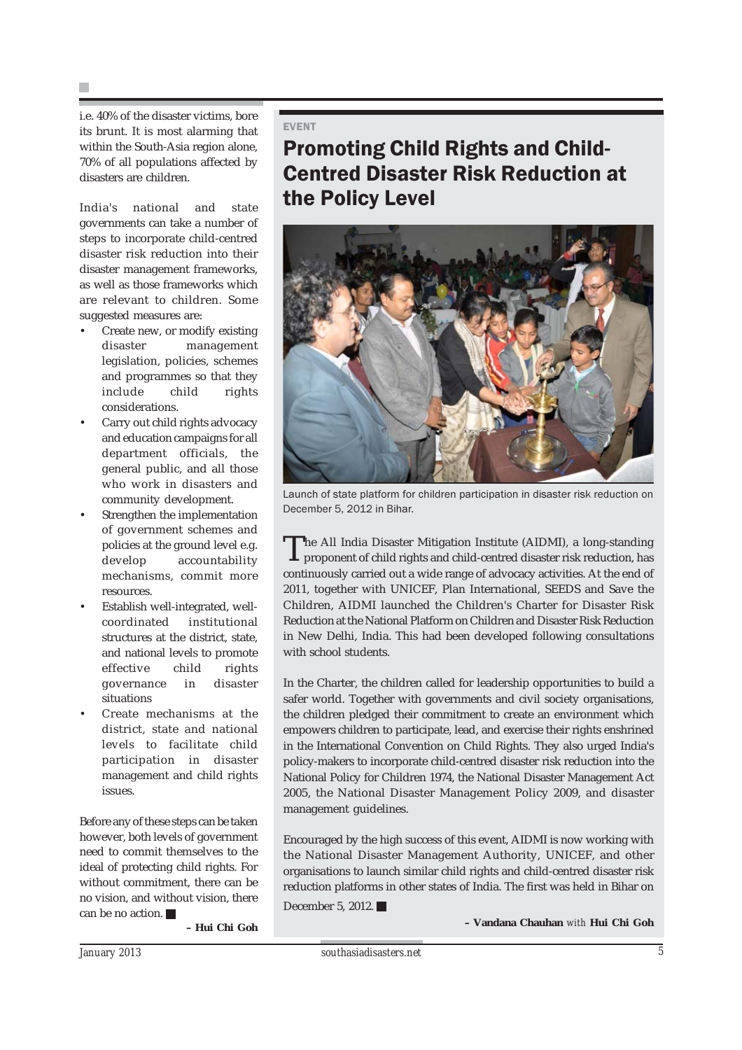i.e. 40% of the disaster victims, bore its brunt. It is most alarming that within the South-Asia region alone, 70% of all populations affected by disasters are children.

India's national and state governments can take a number of steps to incorporate child-centred disaster risk reduction into their disaster management frameworks, as well as those frameworks which are relevant to children. Some suggested measures are:

- Create new, or modify existing disaster management legislation, policies, schemes and programmes so that they include child rights considerations.
- Carry out child rights advocacy and education campaigns for all department officials, the general public, and all those who work in disasters and community development.
- Strengthen the implementation of government schemes and policies at the ground level e.g. develop accountability mechanisms, commit more resources.
- Establish well-integrated, well-coordinated institutional structures at the district, state, and national levels to promote effective child rights governance in disaster situations
- Create mechanisms at the district, state and national levels to facilitate child participation in disaster management and child rights issues.

Before any of these steps can be taken however, both levels of government need to commit themselves to the ideal of protecting child rights. For without commitment, there can be no vision, and without vision, there can be no action. ■

**– Hui Chi Goh**

EVENT

# Promoting Child Rights and Child-Centred Disaster Risk Reduction at the Policy Level

Launch of state platform for children participation in disaster risk reduction on December 5, 2012 in Bihar.

The All India Disaster Mitigation Institute (AIDMI), a long-standing proponent of child rights and child-centred disaster risk reduction, has continuously carried out a wide range of advocacy activities. At the end of 2011, together with UNICEF, Plan International, SEEDS and Save the Children, AIDMI launched the Children's Charter for Disaster Risk Reduction at the National Platform on Children and Disaster Risk Reduction in New Delhi, India. This had been developed following consultations with school students.

In the Charter, the children called for leadership opportunities to build a safer world. Together with governments and civil society organisations, the children pledged their commitment to create an environment which empowers children to participate, lead, and exercise their rights enshrined in the International Convention on Child Rights. They also urged India's policy-makers to incorporate child-centred disaster risk reduction into the National Policy for Children 1974, the National Disaster Management Act 2005, the National Disaster Management Policy 2009, and disaster management guidelines.

Encouraged by the high success of this event, AIDMI is now working with the National Disaster Management Authority, UNICEF, and other organisations to launch similar child rights and child-centred disaster risk reduction platforms in other states of India. The first was held in Bihar on December 5, 2012. ■

**– Vandana Chauhan** *with* **Hui Chi Goh**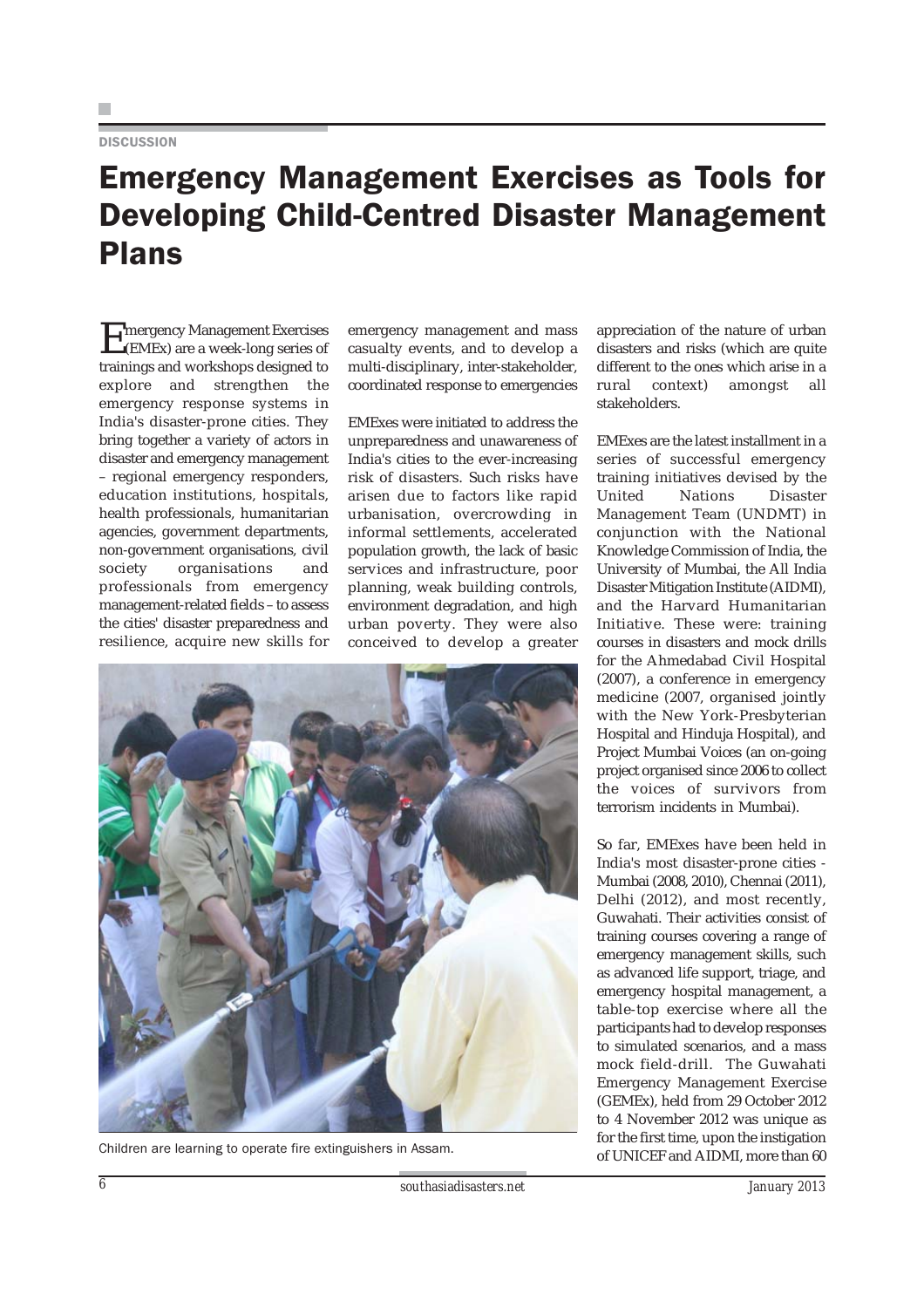DISCUSSION

# Emergency Management Exercises as Tools for Developing Child-Centred Disaster Management Plans

Emergency Management Exercises (EMEx) are a week-long series of trainings and workshops designed to explore and strengthen the emergency response systems in India's disaster-prone cities. They bring together a variety of actors in disaster and emergency management – regional emergency responders, education institutions, hospitals, health professionals, humanitarian agencies, government departments, non-government organisations, civil society organisations and professionals from emergency management-related fields – to assess the cities' disaster preparedness and resilience, acquire new skills for emergency management and mass casualty events, and to develop a multi-disciplinary, inter-stakeholder, coordinated response to emergencies

EMExes were initiated to address the unpreparedness and unawareness of India's cities to the ever-increasing risk of disasters. Such risks have arisen due to factors like rapid urbanisation, overcrowding in informal settlements, accelerated population growth, the lack of basic services and infrastructure, poor planning, weak building controls, environment degradation, and high urban poverty. They were also conceived to develop a greater appreciation of the nature of urban disasters and risks (which are quite different to the ones which arise in a rural context) amongst all stakeholders.

Children are learning to operate fire extinguishers in Assam.

EMExes are the latest installment in a series of successful emergency training initiatives devised by the United Nations Disaster Management Team (UNDMT) in conjunction with the National Knowledge Commission of India, the University of Mumbai, the All India Disaster Mitigation Institute (AIDMI), and the Harvard Humanitarian Initiative. These were: training courses in disasters and mock drills for the Ahmedabad Civil Hospital (2007), a conference in emergency medicine (2007, organised jointly with the New York-Presbyterian Hospital and Hinduja Hospital), and Project Mumbai Voices (an on-going project organised since 2006 to collect the voices of survivors from terrorism incidents in Mumbai).

So far, EMExes have been held in India's most disaster-prone cities - Mumbai (2008, 2010), Chennai (2011), Delhi (2012), and most recently, Guwahati. Their activities consist of training courses covering a range of emergency management skills, such as advanced life support, triage, and emergency hospital management, a table-top exercise where all the participants had to develop responses to simulated scenarios, and a mass mock field-drill. The Guwahati Emergency Management Exercise (GEMEx), held from 29 October 2012 to 4 November 2012 was unique as for the first time, upon the instigation of UNICEF and AIDMI, more than 60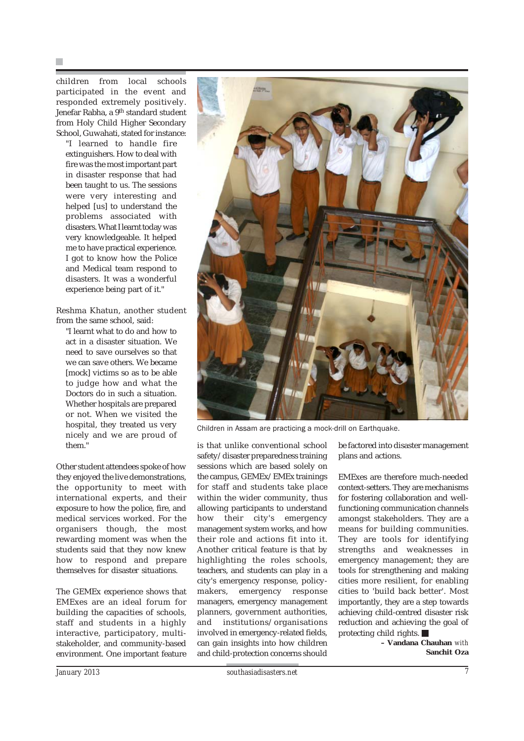children from local schools participated in the event and responded extremely positively. Jenefar Rabha, a 9th standard student from Holy Child Higher Secondary School, Guwahati, stated for instance:

> "I learned to handle fire extinguishers. How to deal with fire was the most important part in disaster response that had been taught to us. The sessions were very interesting and helped [us] to understand the problems associated with disasters. What I learnt today was very knowledgeable. It helped me to have practical experience. I got to know how the Police and Medical team respond to disasters. It was a wonderful experience being part of it."

Reshma Khatun, another student from the same school, said:

> "I learnt what to do and how to act in a disaster situation. We need to save ourselves so that we can save others. We became [mock] victims so as to be able to judge how and what the Doctors do in such a situation. Whether hospitals are prepared or not. When we visited the hospital, they treated us very nicely and we are proud of them."

Other student attendees spoke of how they enjoyed the live demonstrations, the opportunity to meet with international experts, and their exposure to how the police, fire, and medical services worked. For the organisers though, the most rewarding moment was when the students said that they now knew how to respond and prepare themselves for disaster situations.

The GEMEx experience shows that EMExes are an ideal forum for building the capacities of schools, staff and students in a highly interactive, participatory, multi-stakeholder, and community-based environment. One important feature is that unlike conventional school safety/disaster preparedness training sessions which are based solely on the campus, GEMEx/EMEx trainings for staff and students take place within the wider community, thus allowing participants to understand how their city's emergency management system works, and how their role and actions fit into it. Another critical feature is that by highlighting the roles schools, teachers, and students can play in a city's emergency response, policy-makers, emergency response managers, emergency management planners, government authorities, and institutions/organisations involved in emergency-related fields, can gain insights into how children and child-protection concerns should be factored into disaster management plans and actions.

Children in Assam are practicing a mock-drill on Earthquake.

EMExes are therefore much-needed context-setters. They are mechanisms for fostering collaboration and well-functioning communication channels amongst stakeholders. They are a means for building communities. They are tools for identifying strengths and weaknesses in emergency management; they are tools for strengthening and making cities more resilient, for enabling cities to 'build back better'. Most importantly, they are a step towards achieving child-centred disaster risk reduction and achieving the goal of protecting child rights. ■

– **Vandana Chauhan** *with* **Sanchit Oza**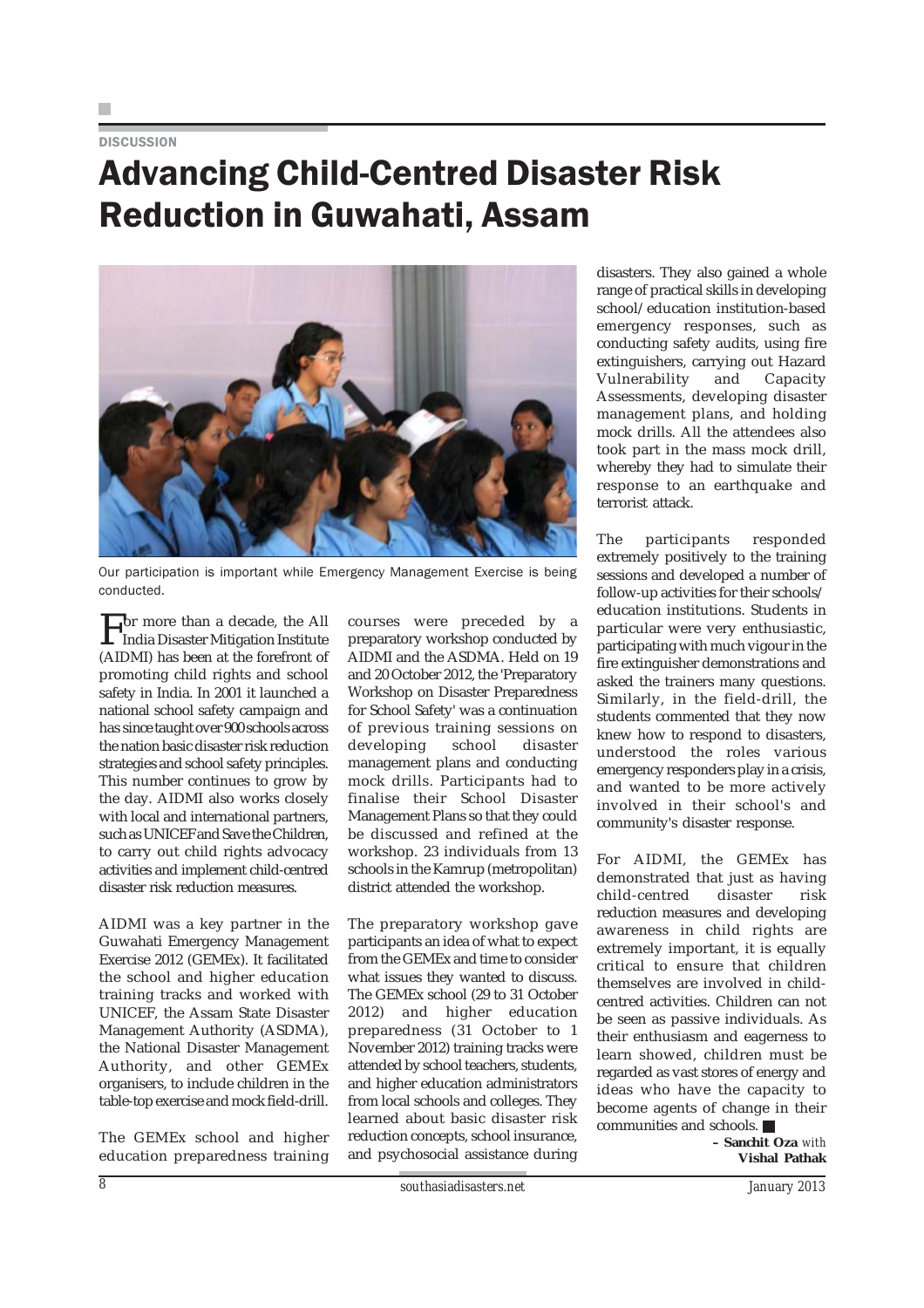DISCUSSION

# Advancing Child-Centred Disaster Risk Reduction in Guwahati, Assam

Our participation is important while Emergency Management Exercise is being conducted.

For more than a decade, the All India Disaster Mitigation Institute (AIDMI) has been at the forefront of promoting child rights and school safety in India. In 2001 it launched a national school safety campaign and has since taught over 900 schools across the nation basic disaster risk reduction strategies and school safety principles. This number continues to grow by the day. AIDMI also works closely with local and international partners, such as UNICEF and Save the Children, to carry out child rights advocacy activities and implement child-centred disaster risk reduction measures.

AIDMI was a key partner in the Guwahati Emergency Management Exercise 2012 (GEMEx). It facilitated the school and higher education training tracks and worked with UNICEF, the Assam State Disaster Management Authority (ASDMA), the National Disaster Management Authority, and other GEMEx organisers, to include children in the table-top exercise and mock field-drill.

The GEMEx school and higher education preparedness training courses were preceded by a preparatory workshop conducted by AIDMI and the ASDMA. Held on 19 and 20 October 2012, the 'Preparatory Workshop on Disaster Preparedness for School Safety' was a continuation of previous training sessions on developing school disaster management plans and conducting mock drills. Participants had to finalise their School Disaster Management Plans so that they could be discussed and refined at the workshop. 23 individuals from 13 schools in the Kamrup (metropolitan) district attended the workshop.

The preparatory workshop gave participants an idea of what to expect from the GEMEx and time to consider what issues they wanted to discuss. The GEMEx school (29 to 31 October 2012) and higher education preparedness (31 October to 1 November 2012) training tracks were attended by school teachers, students, and higher education administrators from local schools and colleges. They learned about basic disaster risk reduction concepts, school insurance, and psychosocial assistance during disasters. They also gained a whole range of practical skills in developing school/education institution-based emergency responses, such as conducting safety audits, using fire extinguishers, carrying out Hazard Vulnerability and Capacity Assessments, developing disaster management plans, and holding mock drills. All the attendees also took part in the mass mock drill, whereby they had to simulate their response to an earthquake and terrorist attack.

The participants responded extremely positively to the training sessions and developed a number of follow-up activities for their schools/education institutions. Students in particular were very enthusiastic, participating with much vigour in the fire extinguisher demonstrations and asked the trainers many questions. Similarly, in the field-drill, the students commented that they now knew how to respond to disasters, understood the roles various emergency responders play in a crisis, and wanted to be more actively involved in their school's and community's disaster response.

For AIDMI, the GEMEx has demonstrated that just as having child-centred disaster risk reduction measures and developing awareness in child rights are extremely important, it is equally critical to ensure that children themselves are involved in child-centred activities. Children can not be seen as passive individuals. As their enthusiasm and eagerness to learn showed, children must be regarded as vast stores of energy and ideas who have the capacity to become agents of change in their communities and schools. ■

**– Sanchit Oza** *with* **Vishal Pathak**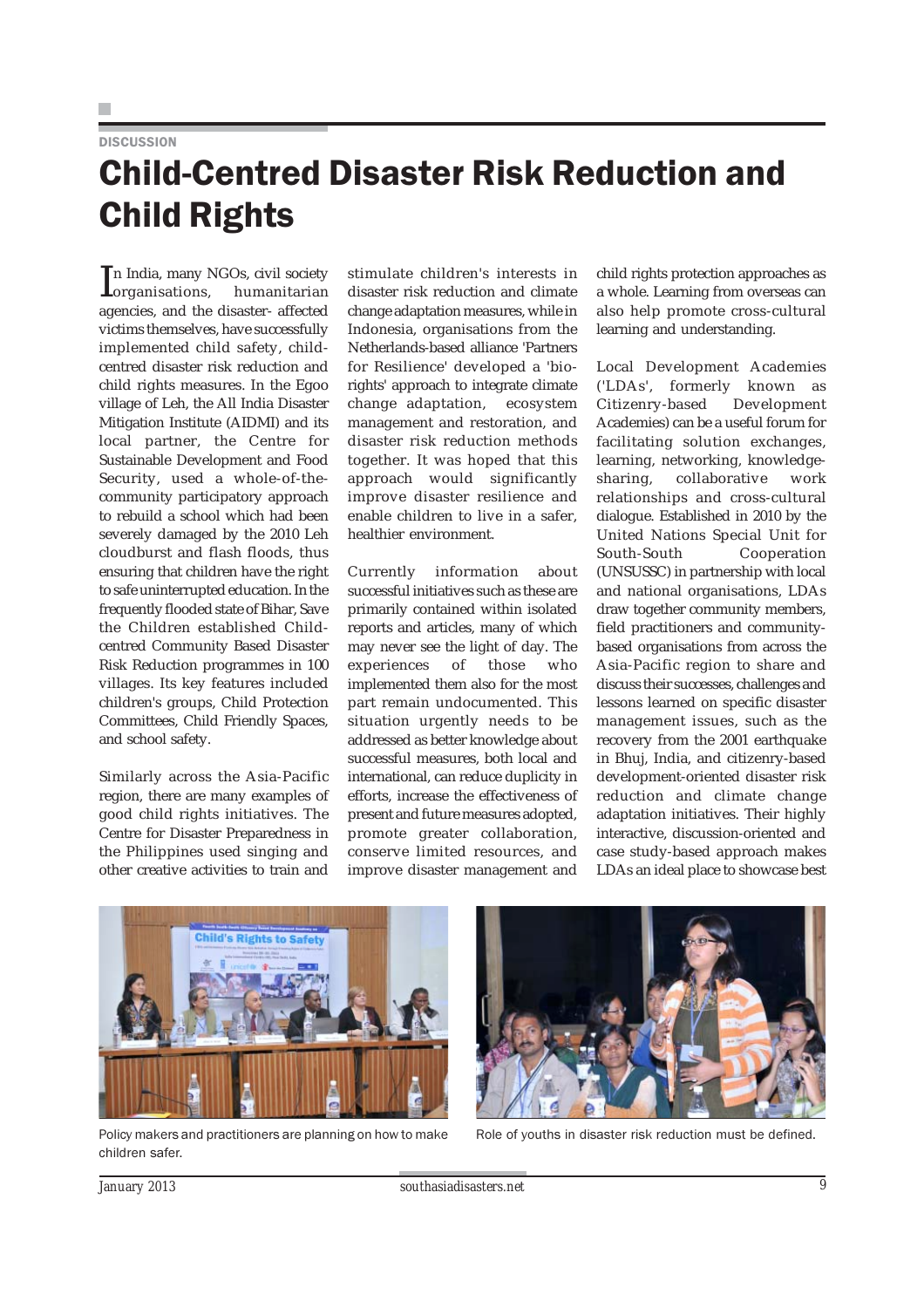DISCUSSION

# Child-Centred Disaster Risk Reduction and Child Rights

In India, many NGOs, civil society organisations, humanitarian agencies, and the disaster- affected victims themselves, have successfully implemented child safety, child-centred disaster risk reduction and child rights measures. In the Egoo village of Leh, the All India Disaster Mitigation Institute (AIDMI) and its local partner, the Centre for Sustainable Development and Food Security, used a whole-of-the-community participatory approach to rebuild a school which had been severely damaged by the 2010 Leh cloudburst and flash floods, thus ensuring that children have the right to safe uninterrupted education. In the frequently flooded state of Bihar, Save the Children established Child-centred Community Based Disaster Risk Reduction programmes in 100 villages. Its key features included children's groups, Child Protection Committees, Child Friendly Spaces, and school safety.

Similarly across the Asia-Pacific region, there are many examples of good child rights initiatives. The Centre for Disaster Preparedness in the Philippines used singing and other creative activities to train and stimulate children's interests in disaster risk reduction and climate change adaptation measures, while in Indonesia, organisations from the Netherlands-based alliance 'Partners for Resilience' developed a 'bio-rights' approach to integrate climate change adaptation, ecosystem management and restoration, and disaster risk reduction methods together. It was hoped that this approach would significantly improve disaster resilience and enable children to live in a safer, healthier environment.

Currently information about successful initiatives such as these are primarily contained within isolated reports and articles, many of which may never see the light of day. The experiences of those who implemented them also for the most part remain undocumented. This situation urgently needs to be addressed as better knowledge about successful measures, both local and international, can reduce duplicity in efforts, increase the effectiveness of present and future measures adopted, promote greater collaboration, conserve limited resources, and improve disaster management and child rights protection approaches as a whole. Learning from overseas can also help promote cross-cultural learning and understanding.

Local Development Academies ('LDAs', formerly known as Citizenry-based Development Academies) can be a useful forum for facilitating solution exchanges, learning, networking, knowledge-sharing, collaborative work relationships and cross-cultural dialogue. Established in 2010 by the United Nations Special Unit for South-South Cooperation (UNSUSSC) in partnership with local and national organisations, LDAs draw together community members, field practitioners and community-based organisations from across the Asia-Pacific region to share and discuss their successes, challenges and lessons learned on specific disaster management issues, such as the recovery from the 2001 earthquake in Bhuj, India, and citizenry-based development-oriented disaster risk reduction and climate change adaptation initiatives. Their highly interactive, discussion-oriented and case study-based approach makes LDAs an ideal place to showcase best

Policy makers and practitioners are planning on how to make children safer.

Role of youths in disaster risk reduction must be defined.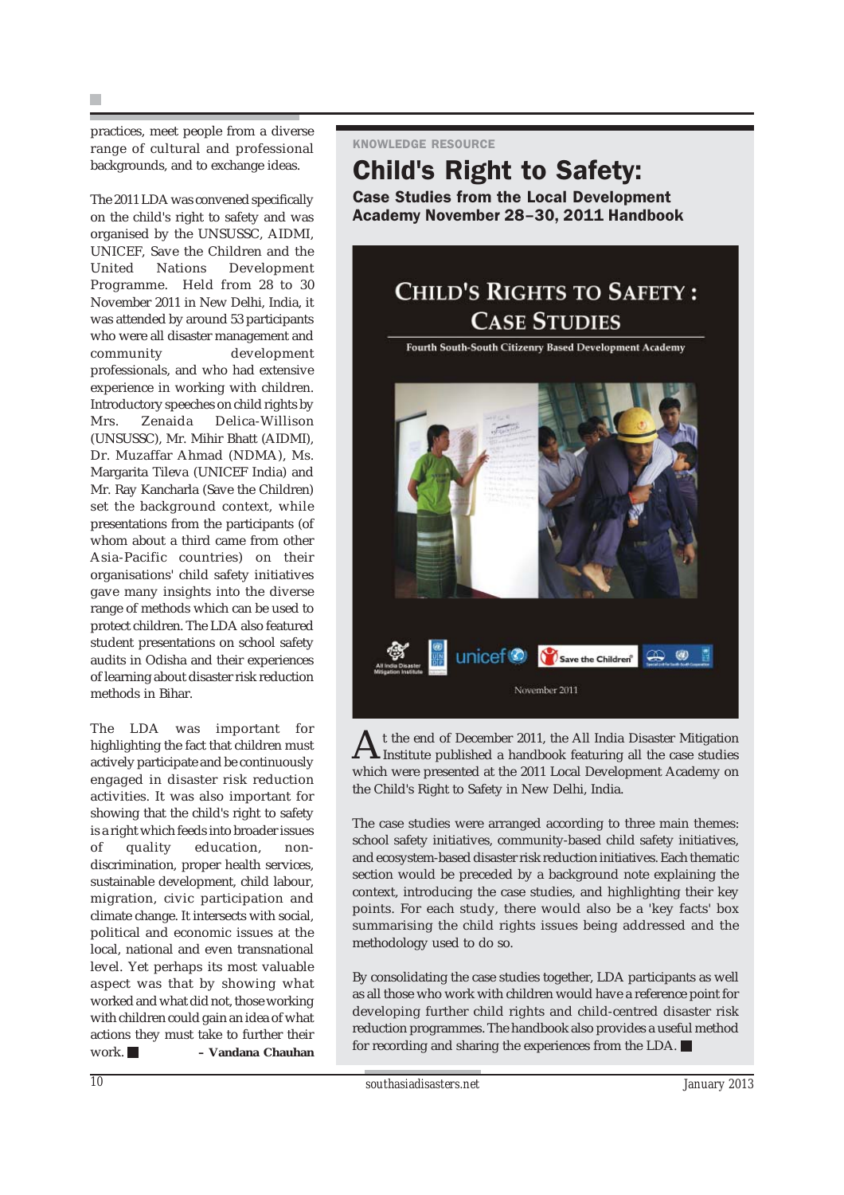practices, meet people from a diverse range of cultural and professional backgrounds, and to exchange ideas.

The 2011 LDA was convened specifically on the child's right to safety and was organised by the UNSUSSC, AIDMI, UNICEF, Save the Children and the United Nations Development Programme. Held from 28 to 30 November 2011 in New Delhi, India, it was attended by around 53 participants who were all disaster management and community development professionals, and who had extensive experience in working with children. Introductory speeches on child rights by Mrs. Zenaida Delica-Willison (UNSUSSC), Mr. Mihir Bhatt (AIDMI), Dr. Muzaffar Ahmad (NDMA), Ms. Margarita Tileva (UNICEF India) and Mr. Ray Kancharla (Save the Children) set the background context, while presentations from the participants (of whom about a third came from other Asia-Pacific countries) on their organisations' child safety initiatives gave many insights into the diverse range of methods which can be used to protect children. The LDA also featured student presentations on school safety audits in Odisha and their experiences of learning about disaster risk reduction methods in Bihar.

The LDA was important for highlighting the fact that children must actively participate and be continuously engaged in disaster risk reduction activities. It was also important for showing that the child's right to safety is a right which feeds into broader issues of quality education, non-discrimination, proper health services, sustainable development, child labour, migration, civic participation and climate change. It intersects with social, political and economic issues at the local, national and even transnational level. Yet perhaps its most valuable aspect was that by showing what worked and what did not, those working with children could gain an idea of what actions they must take to further their work. ■

– **Vandana Chauhan**

KNOWLEDGE RESOURCE

# Child's Right to Safety:

## Case Studies from the Local Development Academy November 28–30, 2011 Handbook

CHILD'S RIGHTS TO SAFETY : CASE STUDIES

Fourth South-South Citizenry Based Development Academy

November 2011

At the end of December 2011, the All India Disaster Mitigation Institute published a handbook featuring all the case studies which were presented at the 2011 Local Development Academy on the Child's Right to Safety in New Delhi, India.

The case studies were arranged according to three main themes: school safety initiatives, community-based child safety initiatives, and ecosystem-based disaster risk reduction initiatives. Each thematic section would be preceded by a background note explaining the context, introducing the case studies, and highlighting their key points. For each study, there would also be a 'key facts' box summarising the child rights issues being addressed and the methodology used to do so.

By consolidating the case studies together, LDA participants as well as all those who work with children would have a reference point for developing further child rights and child-centred disaster risk reduction programmes. The handbook also provides a useful method for recording and sharing the experiences from the LDA. ■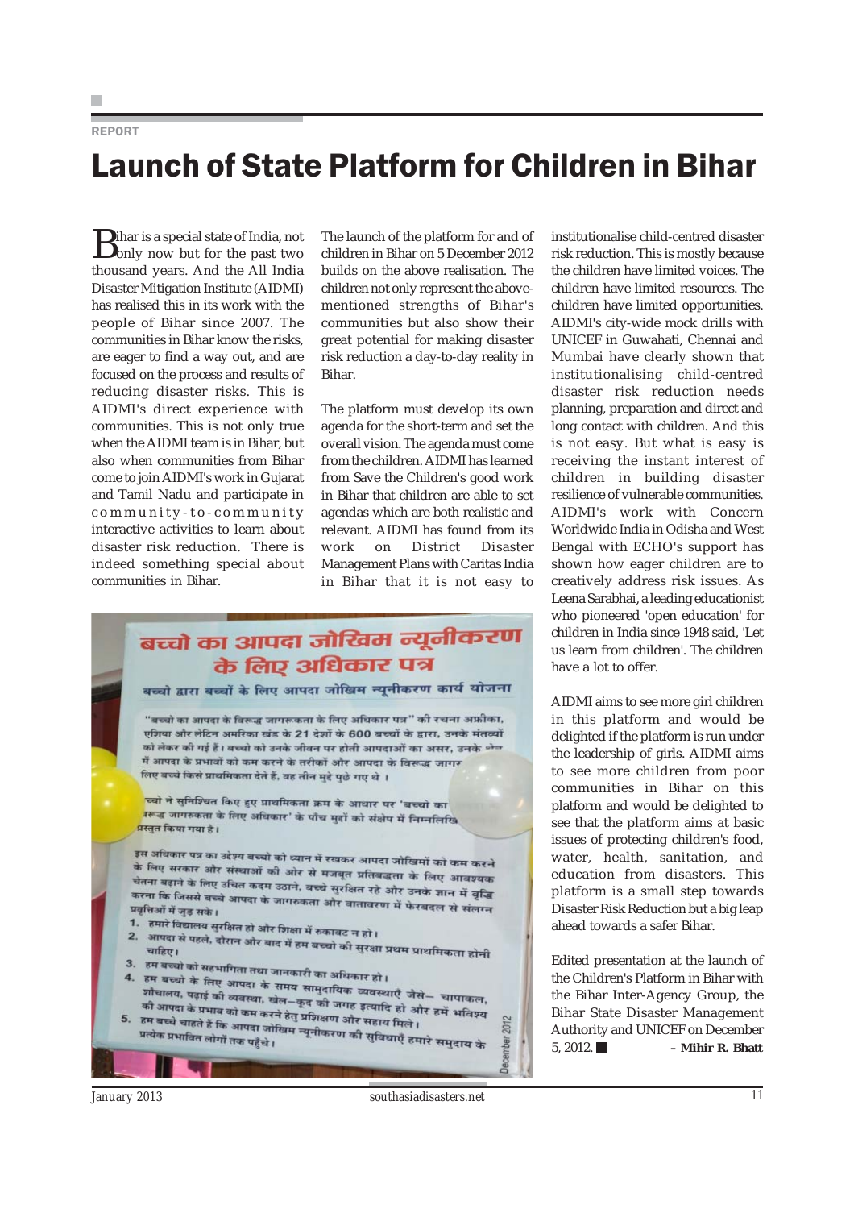REPORT

# Launch of State Platform for Children in Bihar

Bihar is a special state of India, not only now but for the past two thousand years. And the All India Disaster Mitigation Institute (AIDMI) has realised this in its work with the people of Bihar since 2007. The communities in Bihar know the risks, are eager to find a way out, and are focused on the process and results of reducing disaster risks. This is AIDMI's direct experience with communities. This is not only true when the AIDMI team is in Bihar, but also when communities from Bihar come to join AIDMI's work in Gujarat and Tamil Nadu and participate in community-to-community interactive activities to learn about disaster risk reduction. There is indeed something special about communities in Bihar.

The launch of the platform for and of children in Bihar on 5 December 2012 builds on the above realisation. The children not only represent the above-mentioned strengths of Bihar's communities but also show their great potential for making disaster risk reduction a day-to-day reality in Bihar.

The platform must develop its own agenda for the short-term and set the overall vision. The agenda must come from the children. AIDMI has learned from Save the Children's good work in Bihar that children are able to set agendas which are both realistic and relevant. AIDMI has found from its work on District Disaster Management Plans with Caritas India in Bihar that it is not easy to institutionalise child-centred disaster risk reduction. This is mostly because the children have limited voices. The children have limited resources. The children have limited opportunities. AIDMI's city-wide mock drills with UNICEF in Guwahati, Chennai and Mumbai have clearly shown that institutionalising child-centred disaster risk reduction needs planning, preparation and direct and long contact with children. And this is not easy. But what is easy is receiving the instant interest of children in building disaster resilience of vulnerable communities. AIDMI's work with Concern Worldwide India in Odisha and West Bengal with ECHO's support has shown how eager children are to creatively address risk issues. As Leena Sarabhai, a leading educationist who pioneered 'open education' for children in India since 1948 said, 'Let us learn from children'. The children have a lot to offer.

AIDMI aims to see more girl children in this platform and would be delighted if the platform is run under the leadership of girls. AIDMI aims to see more children from poor communities in Bihar on this platform and would be delighted to see that the platform aims at basic issues of protecting children's food, water, health, sanitation, and education from disasters. This platform is a small step towards Disaster Risk Reduction but a big leap ahead towards a safer Bihar.

Edited presentation at the launch of the Children's Platform in Bihar with the Bihar Inter-Agency Group, the Bihar State Disaster Management Authority and UNICEF on December 5, 2012. ■ **– Mihir R. Bhatt**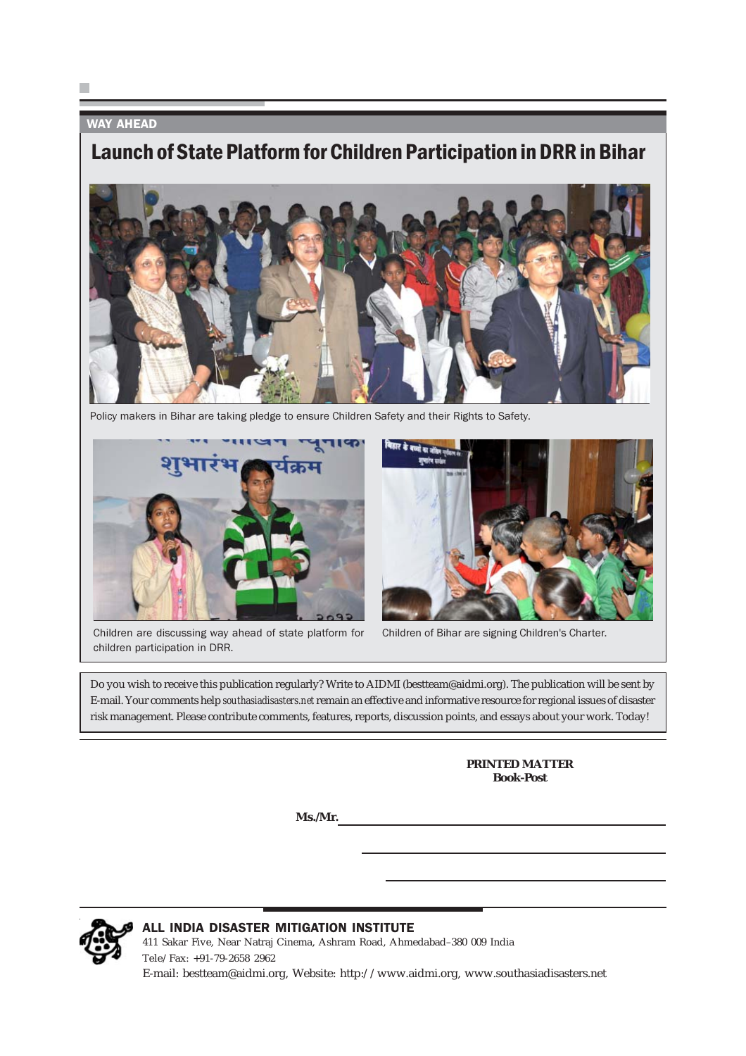WAY AHEAD

## Launch of State Platform for Children Participation in DRR in Bihar

Policy makers in Bihar are taking pledge to ensure Children Safety and their Rights to Safety.

Children are discussing way ahead of state platform for children participation in DRR.

Children of Bihar are signing Children's Charter.

Do you wish to receive this publication regularly? Write to AIDMI (bestteam@aidmi.org). The publication will be sent by E-mail. Your comments help *southasiadisasters.net* remain an effective and informative resource for regional issues of disaster risk management. Please contribute comments, features, reports, discussion points, and essays about your work. Today!

**PRINTED MATTER**
**Book-Post**

**Ms./Mr.** ______________________________

______________________________

______________________________

**ALL INDIA DISASTER MITIGATION INSTITUTE**
411 Sakar Five, Near Natraj Cinema, Ashram Road, Ahmedabad–380 009 India
Tele/Fax: +91-79-2658 2962
E-mail: bestteam@aidmi.org, Website: http://www.aidmi.org, www.southasiadisasters.net